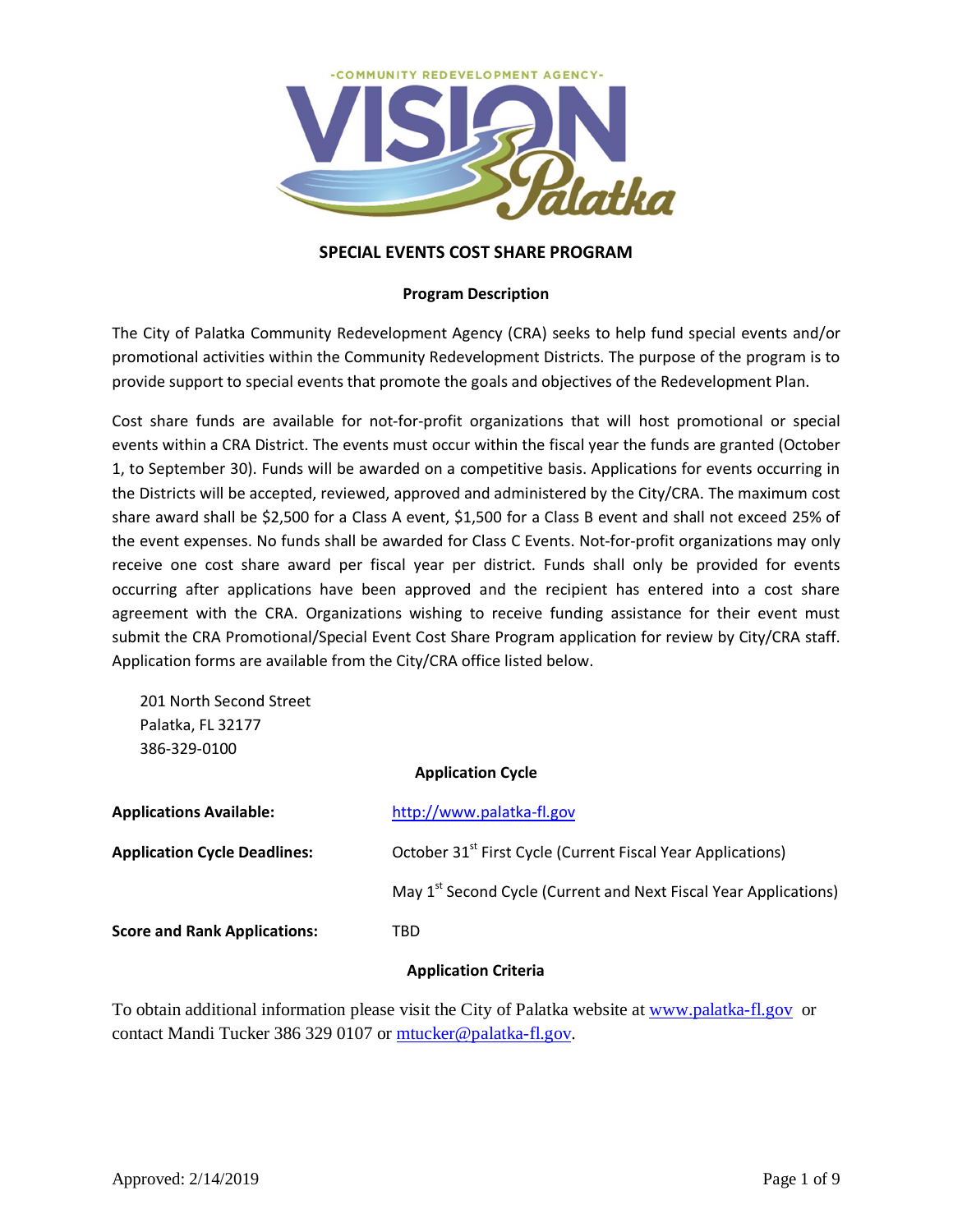-COMMUNITY REDEVELOPMENT AGENCY-

VISION Palatka

# SPECIAL EVENTS COST SHARE PROGRAM

## Program Description

The City of Palatka Community Redevelopment Agency (CRA) seeks to help fund special events and/or promotional activities within the Community Redevelopment Districts. The purpose of the program is to provide support to special events that promote the goals and objectives of the Redevelopment Plan.

Cost share funds are available for not-for-profit organizations that will host promotional or special events within a CRA District. The events must occur within the fiscal year the funds are granted (October 1, to September 30). Funds will be awarded on a competitive basis. Applications for events occurring in the Districts will be accepted, reviewed, approved and administered by the City/CRA. The maximum cost share award shall be $2,500 for a Class A event, $1,500 for a Class B event and shall not exceed 25% of the event expenses. No funds shall be awarded for Class C Events. Not-for-profit organizations may only receive one cost share award per fiscal year per district. Funds shall only be provided for events occurring after applications have been approved and the recipient has entered into a cost share agreement with the CRA. Organizations wishing to receive funding assistance for their event must submit the CRA Promotional/Special Event Cost Share Program application for review by City/CRA staff. Application forms are available from the City/CRA office listed below.

201 North Second Street
Palatka, FL 32177
386-329-0100

## Application Cycle

**Applications Available:** http://www.palatka-fl.gov

**Application Cycle Deadlines:** October 31st First Cycle (Current Fiscal Year Applications)

May 1st Second Cycle (Current and Next Fiscal Year Applications)

**Score and Rank Applications:** TBD

## Application Criteria

To obtain additional information please visit the City of Palatka website at www.palatka-fl.gov or contact Mandi Tucker 386 329 0107 or mtucker@palatka-fl.gov.

Approved: 2/14/2019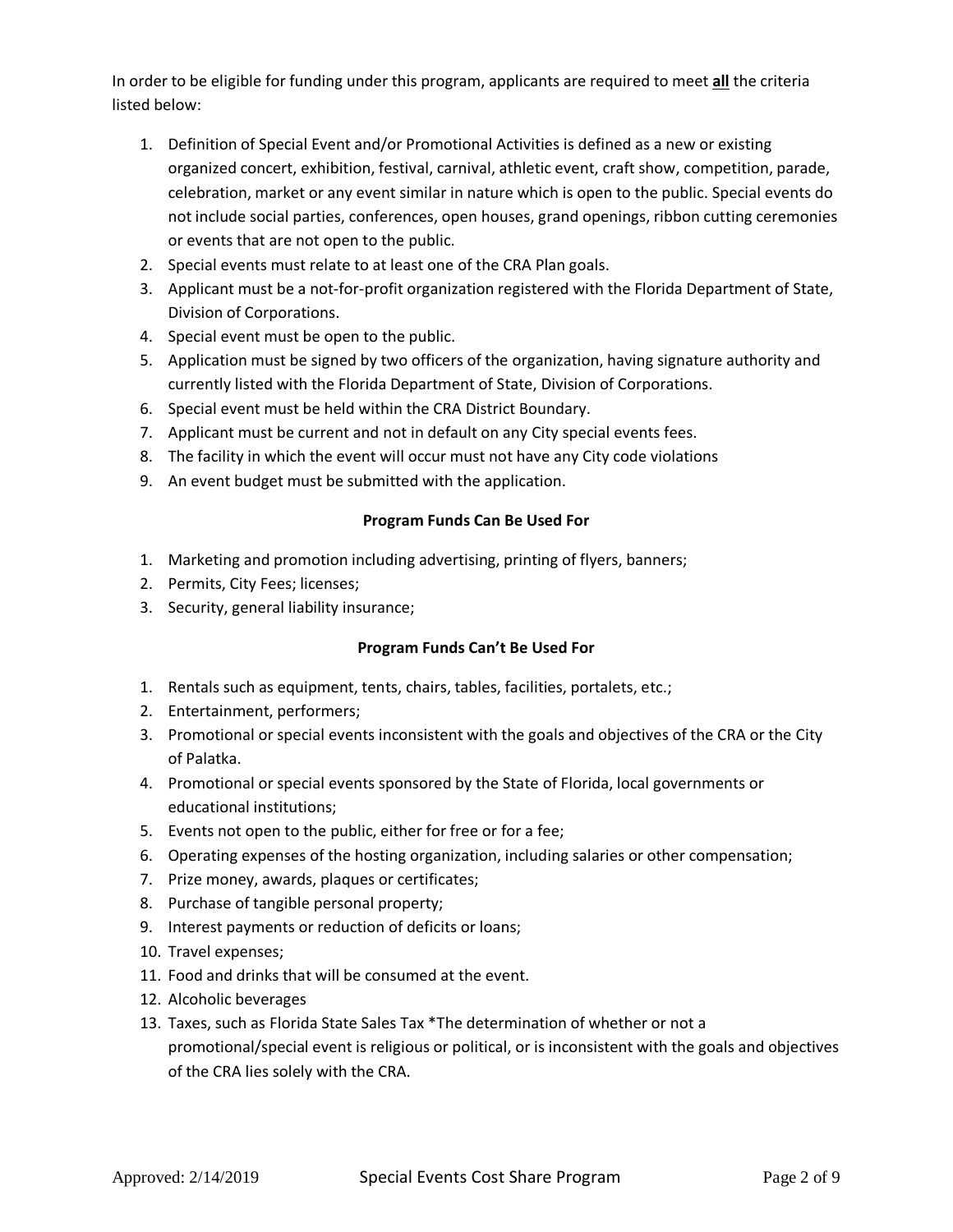In order to be eligible for funding under this program, applicants are required to meet **all** the criteria listed below:

1. Definition of Special Event and/or Promotional Activities is defined as a new or existing organized concert, exhibition, festival, carnival, athletic event, craft show, competition, parade, celebration, market or any event similar in nature which is open to the public. Special events do not include social parties, conferences, open houses, grand openings, ribbon cutting ceremonies or events that are not open to the public.
2. Special events must relate to at least one of the CRA Plan goals.
3. Applicant must be a not-for-profit organization registered with the Florida Department of State, Division of Corporations.
4. Special event must be open to the public.
5. Application must be signed by two officers of the organization, having signature authority and currently listed with the Florida Department of State, Division of Corporations.
6. Special event must be held within the CRA District Boundary.
7. Applicant must be current and not in default on any City special events fees.
8. The facility in which the event will occur must not have any City code violations
9. An event budget must be submitted with the application.

**Program Funds Can Be Used For**

1. Marketing and promotion including advertising, printing of flyers, banners;
2. Permits, City Fees; licenses;
3. Security, general liability insurance;

**Program Funds Can't Be Used For**

1. Rentals such as equipment, tents, chairs, tables, facilities, portalets, etc.;
2. Entertainment, performers;
3. Promotional or special events inconsistent with the goals and objectives of the CRA or the City of Palatka.
4. Promotional or special events sponsored by the State of Florida, local governments or educational institutions;
5. Events not open to the public, either for free or for a fee;
6. Operating expenses of the hosting organization, including salaries or other compensation;
7. Prize money, awards, plaques or certificates;
8. Purchase of tangible personal property;
9. Interest payments or reduction of deficits or loans;
10. Travel expenses;
11. Food and drinks that will be consumed at the event.
12. Alcoholic beverages
13. Taxes, such as Florida State Sales Tax *The determination of whether or not a promotional/special event is religious or political, or is inconsistent with the goals and objectives of the CRA lies solely with the CRA.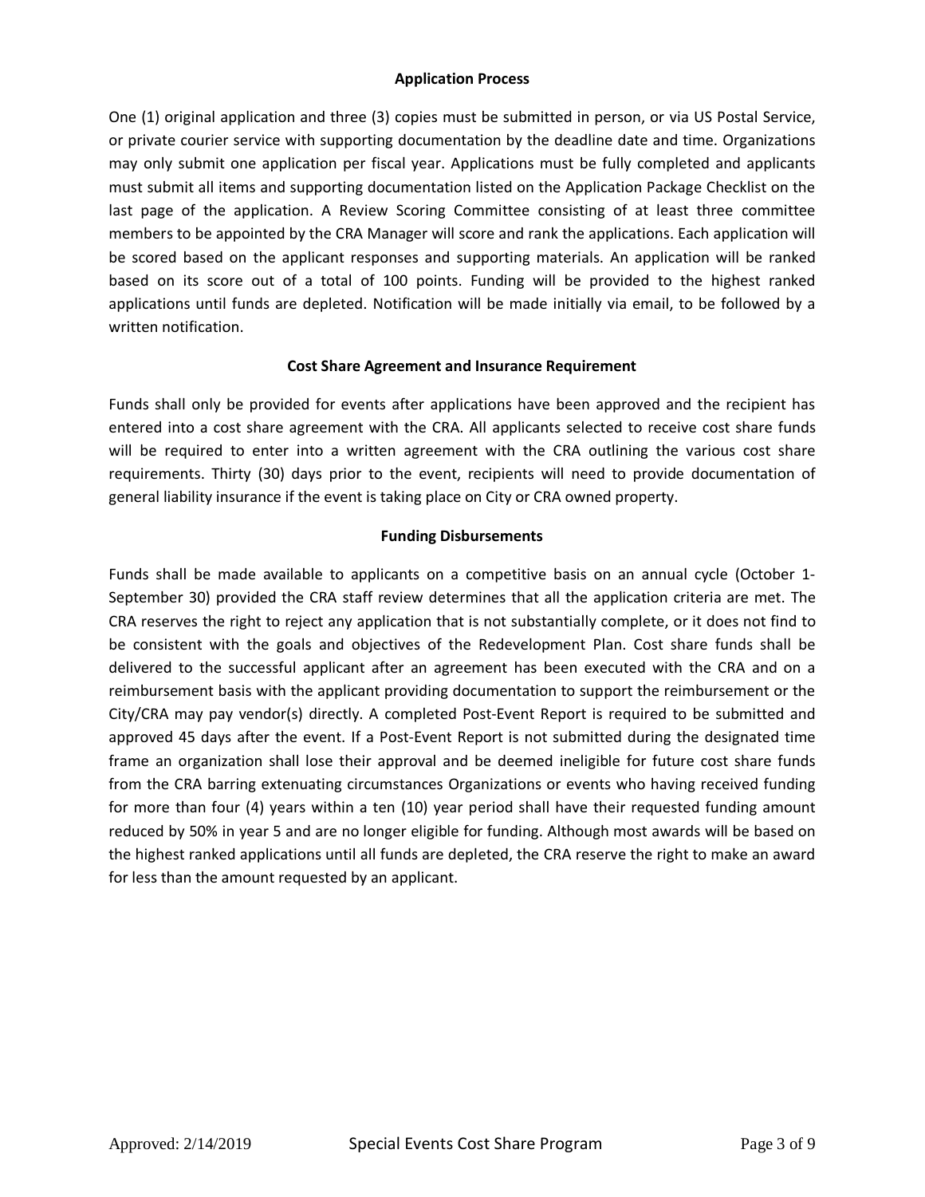## Application Process

One (1) original application and three (3) copies must be submitted in person, or via US Postal Service, or private courier service with supporting documentation by the deadline date and time. Organizations may only submit one application per fiscal year. Applications must be fully completed and applicants must submit all items and supporting documentation listed on the Application Package Checklist on the last page of the application. A Review Scoring Committee consisting of at least three committee members to be appointed by the CRA Manager will score and rank the applications. Each application will be scored based on the applicant responses and supporting materials. An application will be ranked based on its score out of a total of 100 points. Funding will be provided to the highest ranked applications until funds are depleted. Notification will be made initially via email, to be followed by a written notification.

## Cost Share Agreement and Insurance Requirement

Funds shall only be provided for events after applications have been approved and the recipient has entered into a cost share agreement with the CRA. All applicants selected to receive cost share funds will be required to enter into a written agreement with the CRA outlining the various cost share requirements. Thirty (30) days prior to the event, recipients will need to provide documentation of general liability insurance if the event is taking place on City or CRA owned property.

## Funding Disbursements

Funds shall be made available to applicants on a competitive basis on an annual cycle (October 1-September 30) provided the CRA staff review determines that all the application criteria are met. The CRA reserves the right to reject any application that is not substantially complete, or it does not find to be consistent with the goals and objectives of the Redevelopment Plan. Cost share funds shall be delivered to the successful applicant after an agreement has been executed with the CRA and on a reimbursement basis with the applicant providing documentation to support the reimbursement or the City/CRA may pay vendor(s) directly. A completed Post-Event Report is required to be submitted and approved 45 days after the event. If a Post-Event Report is not submitted during the designated time frame an organization shall lose their approval and be deemed ineligible for future cost share funds from the CRA barring extenuating circumstances Organizations or events who having received funding for more than four (4) years within a ten (10) year period shall have their requested funding amount reduced by 50% in year 5 and are no longer eligible for funding. Although most awards will be based on the highest ranked applications until all funds are depleted, the CRA reserve the right to make an award for less than the amount requested by an applicant.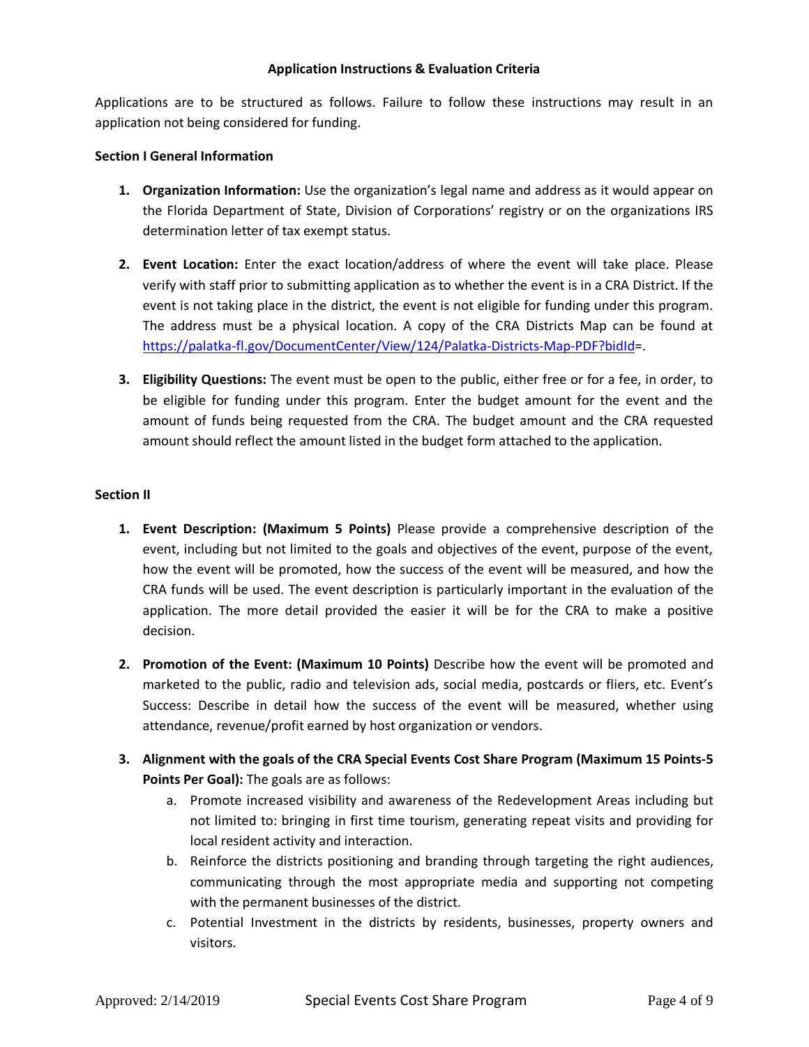**Application Instructions & Evaluation Criteria**

Applications are to be structured as follows. Failure to follow these instructions may result in an application not being considered for funding.

**Section I General Information**

1. **Organization Information:** Use the organization's legal name and address as it would appear on the Florida Department of State, Division of Corporations' registry or on the organizations IRS determination letter of tax exempt status.

2. **Event Location:** Enter the exact location/address of where the event will take place. Please verify with staff prior to submitting application as to whether the event is in a CRA District. If the event is not taking place in the district, the event is not eligible for funding under this program. The address must be a physical location. A copy of the CRA Districts Map can be found at https://palatka-fl.gov/DocumentCenter/View/124/Palatka-Districts-Map-PDF?bidId=.

3. **Eligibility Questions:** The event must be open to the public, either free or for a fee, in order, to be eligible for funding under this program. Enter the budget amount for the event and the amount of funds being requested from the CRA. The budget amount and the CRA requested amount should reflect the amount listed in the budget form attached to the application.

**Section II**

1. **Event Description: (Maximum 5 Points)** Please provide a comprehensive description of the event, including but not limited to the goals and objectives of the event, purpose of the event, how the event will be promoted, how the success of the event will be measured, and how the CRA funds will be used. The event description is particularly important in the evaluation of the application. The more detail provided the easier it will be for the CRA to make a positive decision.

2. **Promotion of the Event: (Maximum 10 Points)** Describe how the event will be promoted and marketed to the public, radio and television ads, social media, postcards or fliers, etc. Event's Success: Describe in detail how the success of the event will be measured, whether using attendance, revenue/profit earned by host organization or vendors.

3. **Alignment with the goals of the CRA Special Events Cost Share Program (Maximum 15 Points-5 Points Per Goal):** The goals are as follows:
   a. Promote increased visibility and awareness of the Redevelopment Areas including but not limited to: bringing in first time tourism, generating repeat visits and providing for local resident activity and interaction.
   b. Reinforce the districts positioning and branding through targeting the right audiences, communicating through the most appropriate media and supporting not competing with the permanent businesses of the district.
   c. Potential Investment in the districts by residents, businesses, property owners and visitors.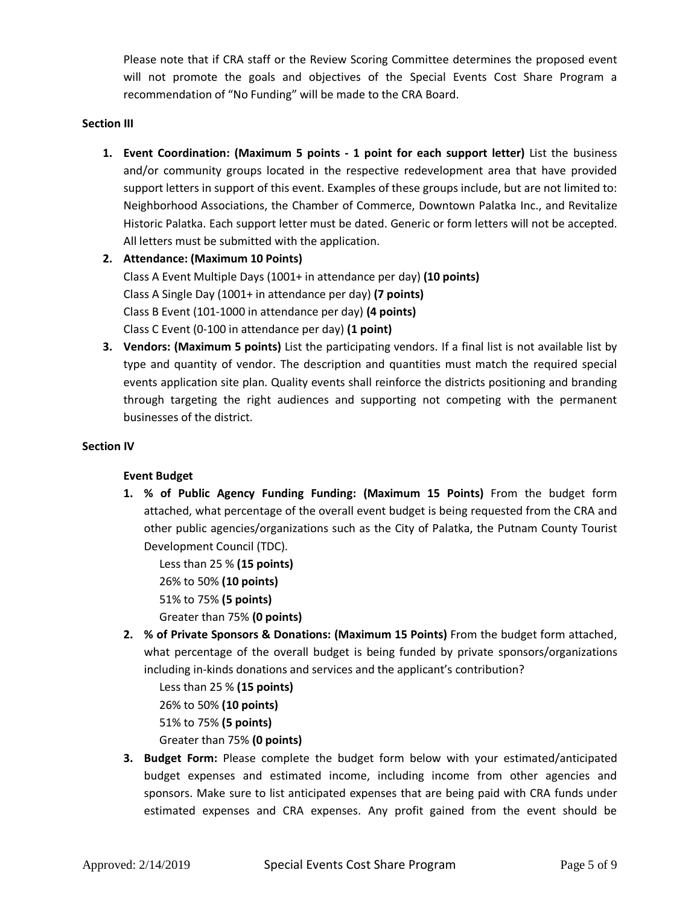Please note that if CRA staff or the Review Scoring Committee determines the proposed event will not promote the goals and objectives of the Special Events Cost Share Program a recommendation of "No Funding" will be made to the CRA Board.

**Section III**

1. **Event Coordination: (Maximum 5 points - 1 point for each support letter)** List the business and/or community groups located in the respective redevelopment area that have provided support letters in support of this event. Examples of these groups include, but are not limited to: Neighborhood Associations, the Chamber of Commerce, Downtown Palatka Inc., and Revitalize Historic Palatka. Each support letter must be dated. Generic or form letters will not be accepted. All letters must be submitted with the application.
2. **Attendance: (Maximum 10 Points)**
   Class A Event Multiple Days (1001+ in attendance per day) **(10 points)**
   Class A Single Day (1001+ in attendance per day) **(7 points)**
   Class B Event (101-1000 in attendance per day) **(4 points)**
   Class C Event (0-100 in attendance per day) **(1 point)**
3. **Vendors: (Maximum 5 points)** List the participating vendors. If a final list is not available list by type and quantity of vendor. The description and quantities must match the required special events application site plan. Quality events shall reinforce the districts positioning and branding through targeting the right audiences and supporting not competing with the permanent businesses of the district.

**Section IV**

**Event Budget**

1. **% of Public Agency Funding Funding: (Maximum 15 Points)** From the budget form attached, what percentage of the overall event budget is being requested from the CRA and other public agencies/organizations such as the City of Palatka, the Putnam County Tourist Development Council (TDC).
   - Less than 25 % **(15 points)**
   - 26% to 50% **(10 points)**
   - 51% to 75% **(5 points)**
   - Greater than 75% **(0 points)**
2. **% of Private Sponsors & Donations: (Maximum 15 Points)** From the budget form attached, what percentage of the overall budget is being funded by private sponsors/organizations including in-kinds donations and services and the applicant's contribution?
   - Less than 25 % **(15 points)**
   - 26% to 50% **(10 points)**
   - 51% to 75% **(5 points)**
   - Greater than 75% **(0 points)**
3. **Budget Form:** Please complete the budget form below with your estimated/anticipated budget expenses and estimated income, including income from other agencies and sponsors. Make sure to list anticipated expenses that are being paid with CRA funds under estimated expenses and CRA expenses. Any profit gained from the event should be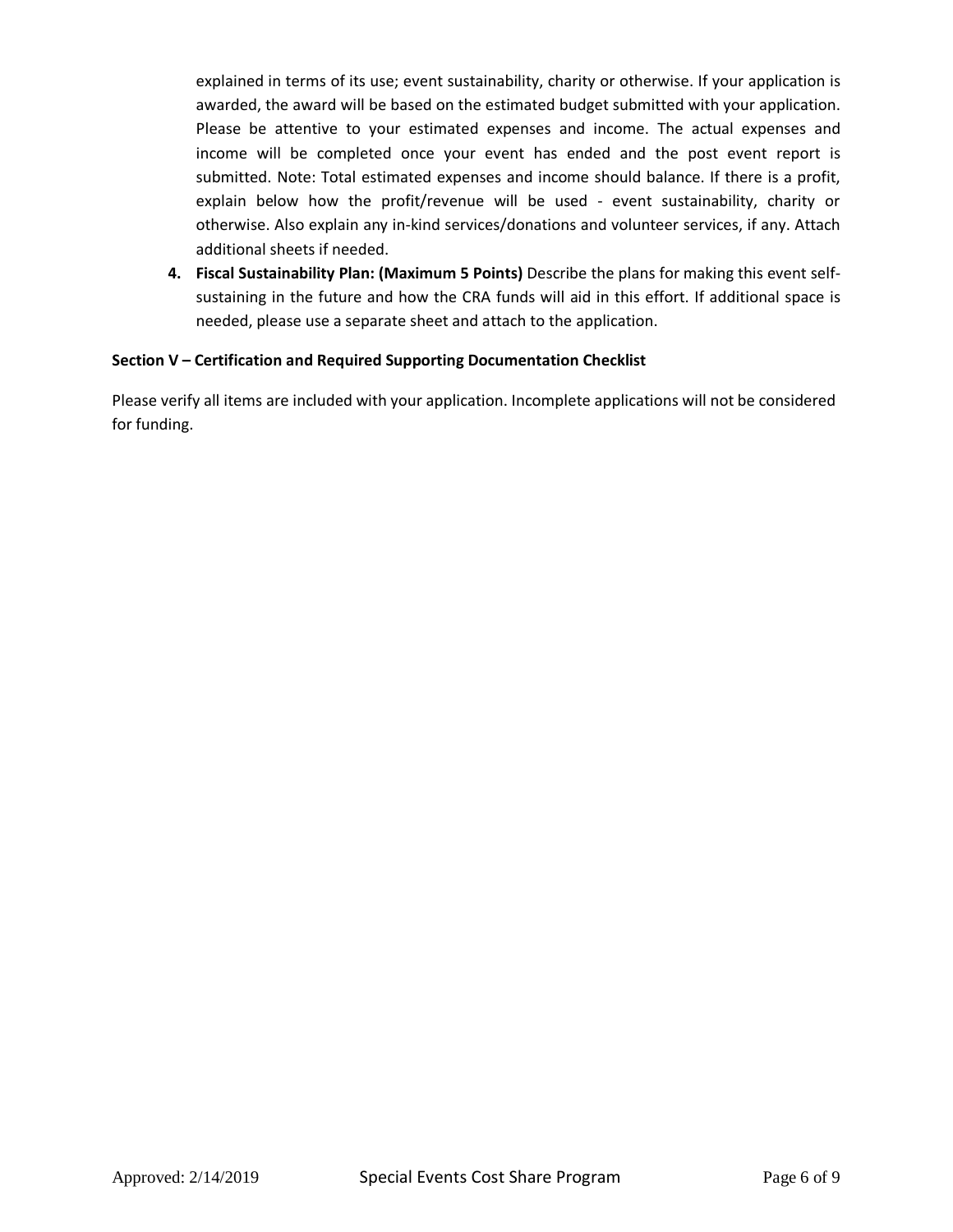explained in terms of its use; event sustainability, charity or otherwise. If your application is awarded, the award will be based on the estimated budget submitted with your application. Please be attentive to your estimated expenses and income. The actual expenses and income will be completed once your event has ended and the post event report is submitted. Note: Total estimated expenses and income should balance. If there is a profit, explain below how the profit/revenue will be used - event sustainability, charity or otherwise. Also explain any in-kind services/donations and volunteer services, if any. Attach additional sheets if needed.

4. **Fiscal Sustainability Plan: (Maximum 5 Points)** Describe the plans for making this event self-sustaining in the future and how the CRA funds will aid in this effort. If additional space is needed, please use a separate sheet and attach to the application.

**Section V – Certification and Required Supporting Documentation Checklist**

Please verify all items are included with your application. Incomplete applications will not be considered for funding.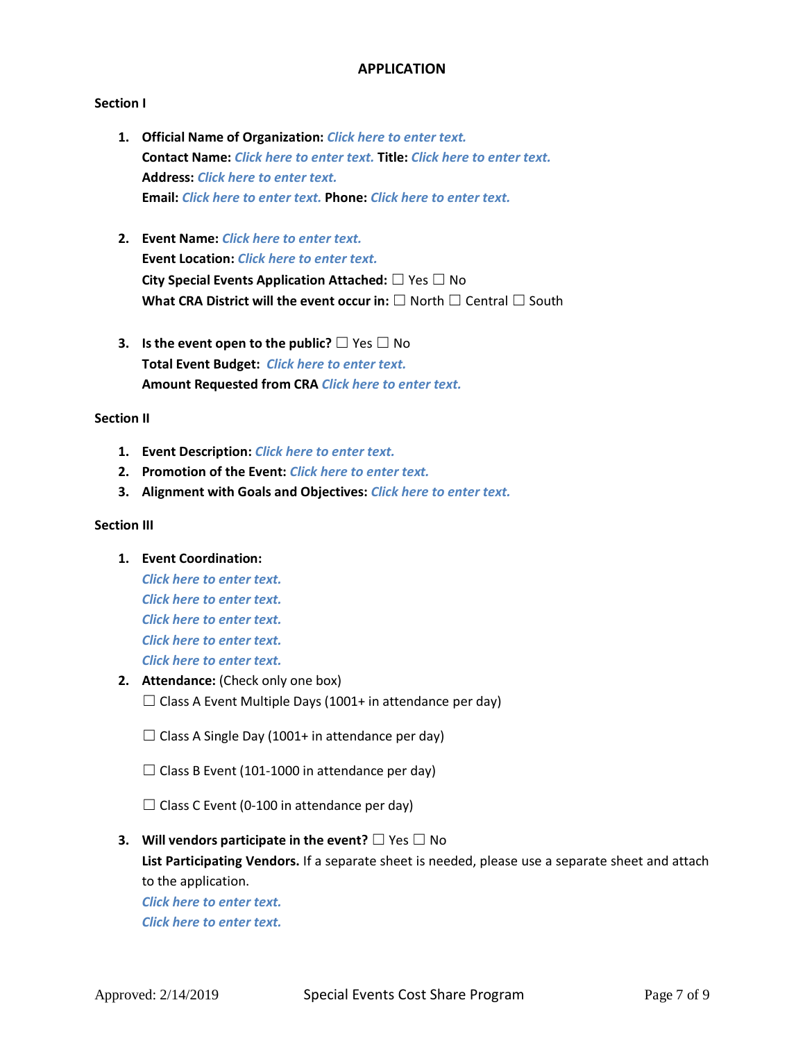## APPLICATION

**Section I**

1. **Official Name of Organization:** *Click here to enter text.*
   **Contact Name:** *Click here to enter text.* **Title:** *Click here to enter text.*
   **Address:** *Click here to enter text.*
   **Email:** *Click here to enter text.* **Phone:** *Click here to enter text.*

2. **Event Name:** *Click here to enter text.*
   **Event Location:** *Click here to enter text.*
   **City Special Events Application Attached:** ☐ Yes ☐ No
   **What CRA District will the event occur in:** ☐ North ☐ Central ☐ South

3. **Is the event open to the public?** ☐ Yes ☐ No
   **Total Event Budget:** *Click here to enter text.*
   **Amount Requested from CRA** *Click here to enter text.*

**Section II**

1. **Event Description:** *Click here to enter text.*
2. **Promotion of the Event:** *Click here to enter text.*
3. **Alignment with Goals and Objectives:** *Click here to enter text.*

**Section III**

1. **Event Coordination:**
   *Click here to enter text.*
   *Click here to enter text.*
   *Click here to enter text.*
   *Click here to enter text.*
   *Click here to enter text.*
2. **Attendance:** (Check only one box)
   ☐ Class A Event Multiple Days (1001+ in attendance per day)

   ☐ Class A Single Day (1001+ in attendance per day)

   ☐ Class B Event (101-1000 in attendance per day)

   ☐ Class C Event (0-100 in attendance per day)

3. **Will vendors participate in the event?** ☐ Yes ☐ No
   **List Participating Vendors.** If a separate sheet is needed, please use a separate sheet and attach to the application.
   *Click here to enter text.*
   *Click here to enter text.*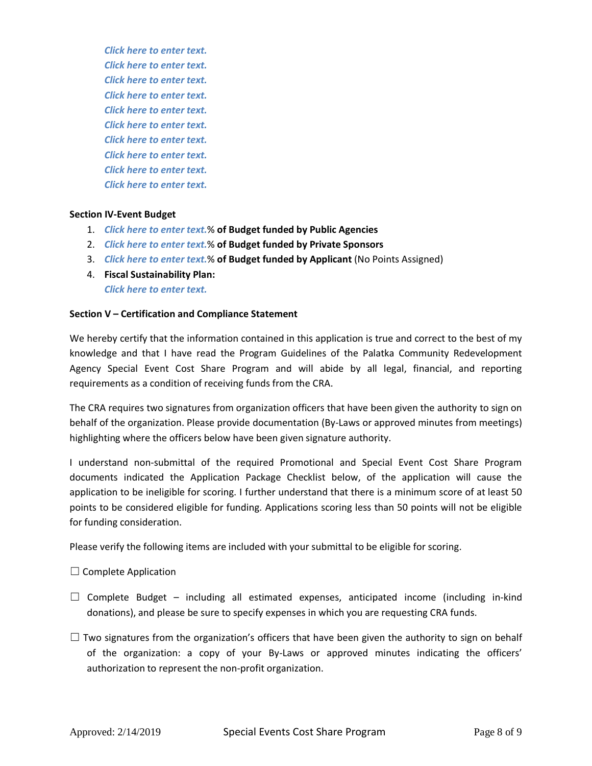*Click here to enter text.*
*Click here to enter text.*
*Click here to enter text.*
*Click here to enter text.*
*Click here to enter text.*
*Click here to enter text.*
*Click here to enter text.*
*Click here to enter text.*
*Click here to enter text.*
*Click here to enter text.*

**Section IV-Event Budget**

1. *Click here to enter text.*% **of Budget funded by Public Agencies**
2. *Click here to enter text.*% **of Budget funded by Private Sponsors**
3. *Click here to enter text.*% **of Budget funded by Applicant** (No Points Assigned)
4. **Fiscal Sustainability Plan:**
   *Click here to enter text.*

**Section V – Certification and Compliance Statement**

We hereby certify that the information contained in this application is true and correct to the best of my knowledge and that I have read the Program Guidelines of the Palatka Community Redevelopment Agency Special Event Cost Share Program and will abide by all legal, financial, and reporting requirements as a condition of receiving funds from the CRA.

The CRA requires two signatures from organization officers that have been given the authority to sign on behalf of the organization. Please provide documentation (By-Laws or approved minutes from meetings) highlighting where the officers below have been given signature authority.

I understand non-submittal of the required Promotional and Special Event Cost Share Program documents indicated the Application Package Checklist below, of the application will cause the application to be ineligible for scoring. I further understand that there is a minimum score of at least 50 points to be considered eligible for funding. Applications scoring less than 50 points will not be eligible for funding consideration.

Please verify the following items are included with your submittal to be eligible for scoring.

☐ Complete Application

☐ Complete Budget – including all estimated expenses, anticipated income (including in-kind donations), and please be sure to specify expenses in which you are requesting CRA funds.

☐ Two signatures from the organization's officers that have been given the authority to sign on behalf of the organization: a copy of your By-Laws or approved minutes indicating the officers' authorization to represent the non-profit organization.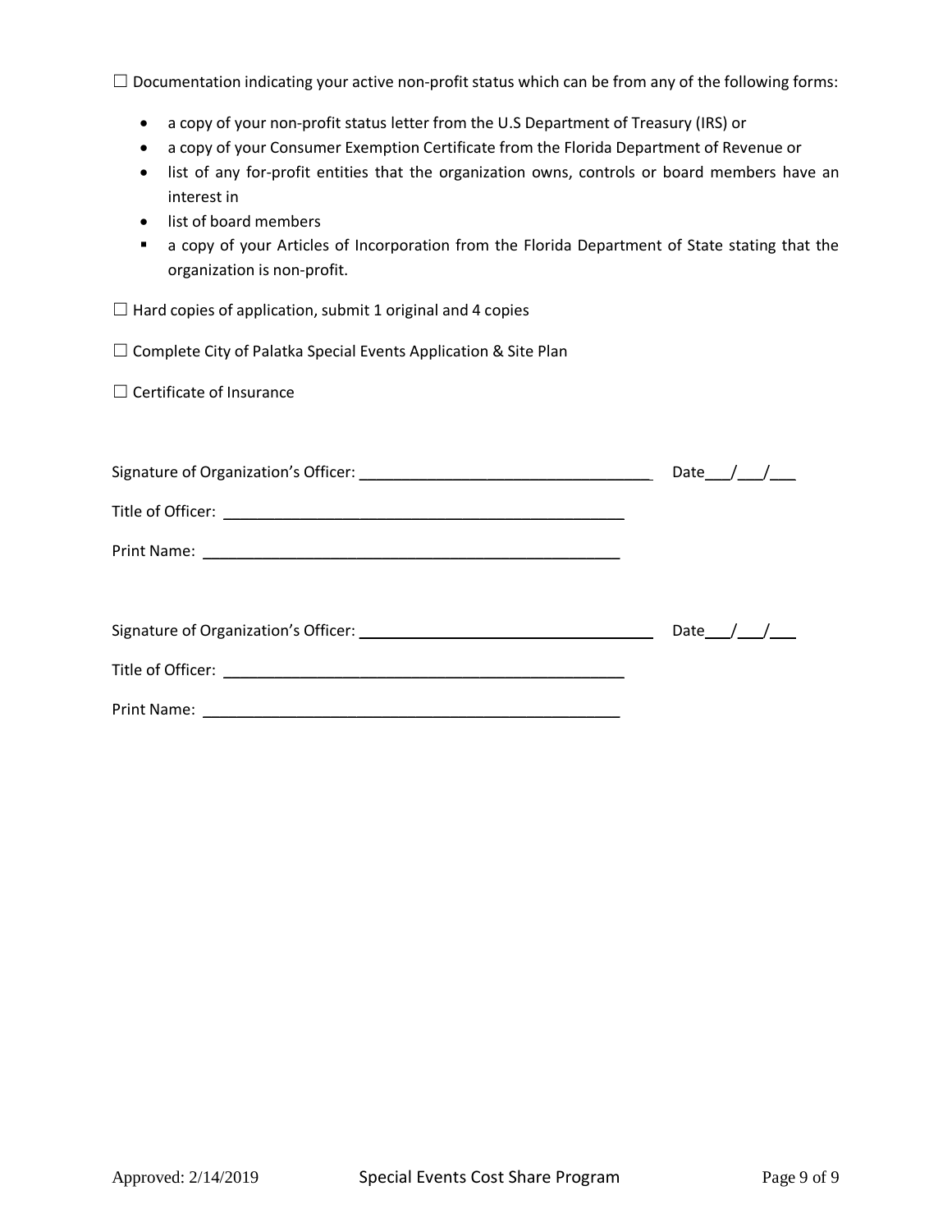☐ Documentation indicating your active non-profit status which can be from any of the following forms:

- a copy of your non-profit status letter from the U.S Department of Treasury (IRS) or
- a copy of your Consumer Exemption Certificate from the Florida Department of Revenue or
- list of any for-profit entities that the organization owns, controls or board members have an interest in
- list of board members
- a copy of your Articles of Incorporation from the Florida Department of State stating that the organization is non-profit.

☐ Hard copies of application, submit 1 original and 4 copies

☐ Complete City of Palatka Special Events Application & Site Plan

☐ Certificate of Insurance

Signature of Organization's Officer: ___________________________________ Date___/___/___

Title of Officer: _________________________________________________

Print Name: ___________________________________________________

Signature of Organization's Officer: ___________________________________ Date___/___/___

Title of Officer: _________________________________________________

Print Name: ___________________________________________________